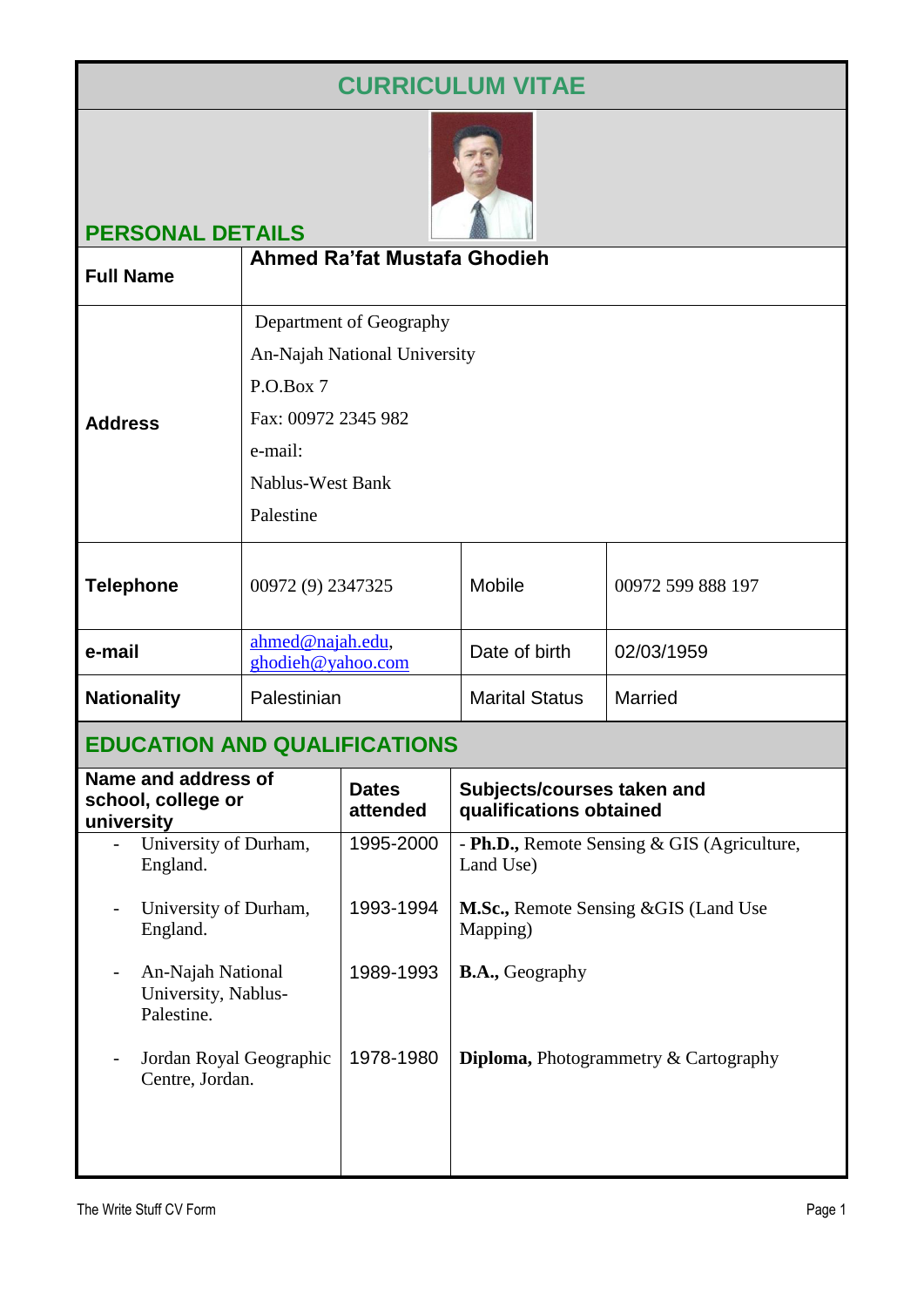# CURRICULUM VITAE

## PERSONAL DETAILS

| | | | |
|---|---|---|---|
| **Full Name** | **Ahmed Ra'fat Mustafa Ghodieh** | | |
| **Address** | Department of Geography<br>An-Najah National University<br>P.O.Box 7<br>Fax: 00972 2345 982<br>e-mail:<br>Nablus-West Bank<br>Palestine | | |
| **Telephone** | 00972 (9) 2347325 | Mobile | 00972 599 888 197 |
| **e-mail** | ahmed@najah.edu, ghodieh@yahoo.com | Date of birth | 02/03/1959 |
| **Nationality** | Palestinian | Marital Status | Married |

## EDUCATION AND QUALIFICATIONS

| Name and address of school, college or university | Dates attended | Subjects/courses taken and qualifications obtained |
|---|---|---|
| - University of Durham, England. | 1995-2000 | - **Ph.D.,** Remote Sensing & GIS (Agriculture, Land Use) |
| - University of Durham, England. | 1993-1994 | **M.Sc.,** Remote Sensing &GIS (Land Use Mapping) |
| - An-Najah National University, Nablus-Palestine. | 1989-1993 | **B.A.,** Geography |
| - Jordan Royal Geographic Centre, Jordan. | 1978-1980 | **Diploma,** Photogrammetry & Cartography |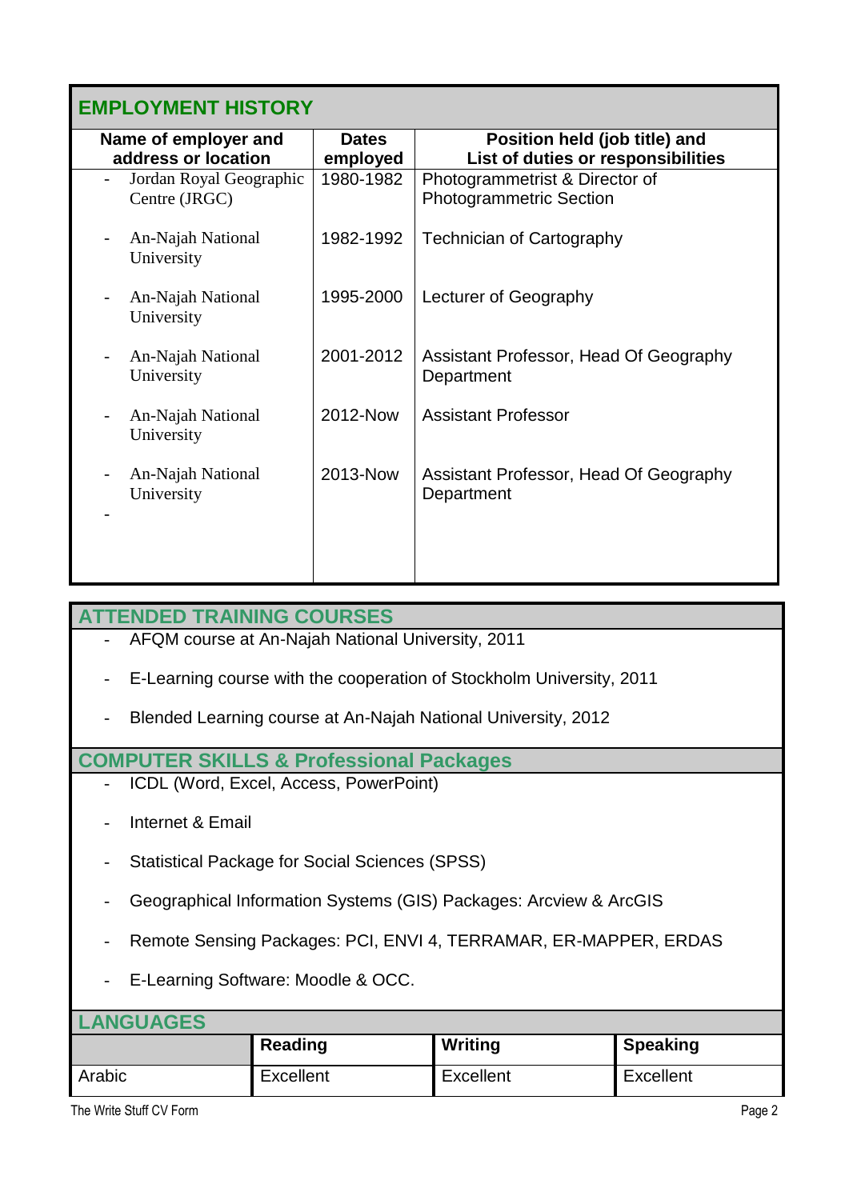## EMPLOYMENT HISTORY

| Name of employer and address or location | Dates employed | Position held (job title) and List of duties or responsibilities |
|---|---|---|
| - Jordan Royal Geographic Centre (JRGC) | 1980-1982 | Photogrammetrist & Director of Photogrammetric Section |
| - An-Najah National University | 1982-1992 | Technician of Cartography |
| - An-Najah National University | 1995-2000 | Lecturer of Geography |
| - An-Najah National University | 2001-2012 | Assistant Professor, Head Of Geography Department |
| - An-Najah National University | 2012-Now | Assistant Professor |
| - An-Najah National University | 2013-Now | Assistant Professor, Head Of Geography Department |
| - | | |

## ATTENDED TRAINING COURSES

- AFQM course at An-Najah National University, 2011
- E-Learning course with the cooperation of Stockholm University, 2011
- Blended Learning course at An-Najah National University, 2012

## COMPUTER SKILLS & Professional Packages

- ICDL (Word, Excel, Access, PowerPoint)
- Internet & Email
- Statistical Package for Social Sciences (SPSS)
- Geographical Information Systems (GIS) Packages: Arcview & ArcGIS
- Remote Sensing Packages: PCI, ENVI 4, TERRAMAR, ER-MAPPER, ERDAS
- E-Learning Software: Moodle & OCC.

## LANGUAGES

| | Reading | Writing | Speaking |
|---|---|---|---|
| Arabic | Excellent | Excellent | Excellent |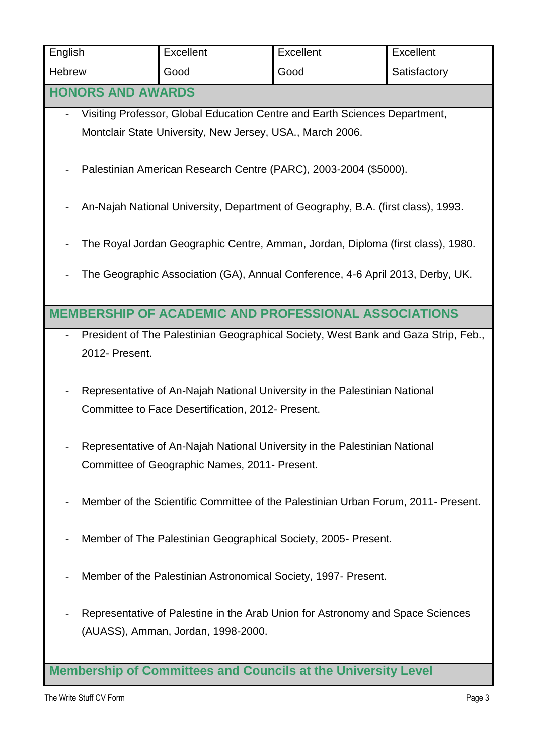| English | Excellent | Excellent | Excellent |
| --- | --- | --- | --- |
| Hebrew | Good | Good | Satisfactory |

## HONORS AND AWARDS

- Visiting Professor, Global Education Centre and Earth Sciences Department, Montclair State University, New Jersey, USA., March 2006.

- Palestinian American Research Centre (PARC), 2003-2004 ($5000).

- An-Najah National University, Department of Geography, B.A. (first class), 1993.

- The Royal Jordan Geographic Centre, Amman, Jordan, Diploma (first class), 1980.

- The Geographic Association (GA), Annual Conference, 4-6 April 2013, Derby, UK.

## MEMBERSHIP OF ACADEMIC AND PROFESSIONAL ASSOCIATIONS

- President of The Palestinian Geographical Society, West Bank and Gaza Strip, Feb., 2012- Present.

- Representative of An-Najah National University in the Palestinian National Committee to Face Desertification, 2012- Present.

- Representative of An-Najah National University in the Palestinian National Committee of Geographic Names, 2011- Present.

- Member of the Scientific Committee of the Palestinian Urban Forum, 2011- Present.

- Member of The Palestinian Geographical Society, 2005- Present.

- Member of the Palestinian Astronomical Society, 1997- Present.

- Representative of Palestine in the Arab Union for Astronomy and Space Sciences (AUASS), Amman, Jordan, 1998-2000.

## Membership of Committees and Councils at the University Level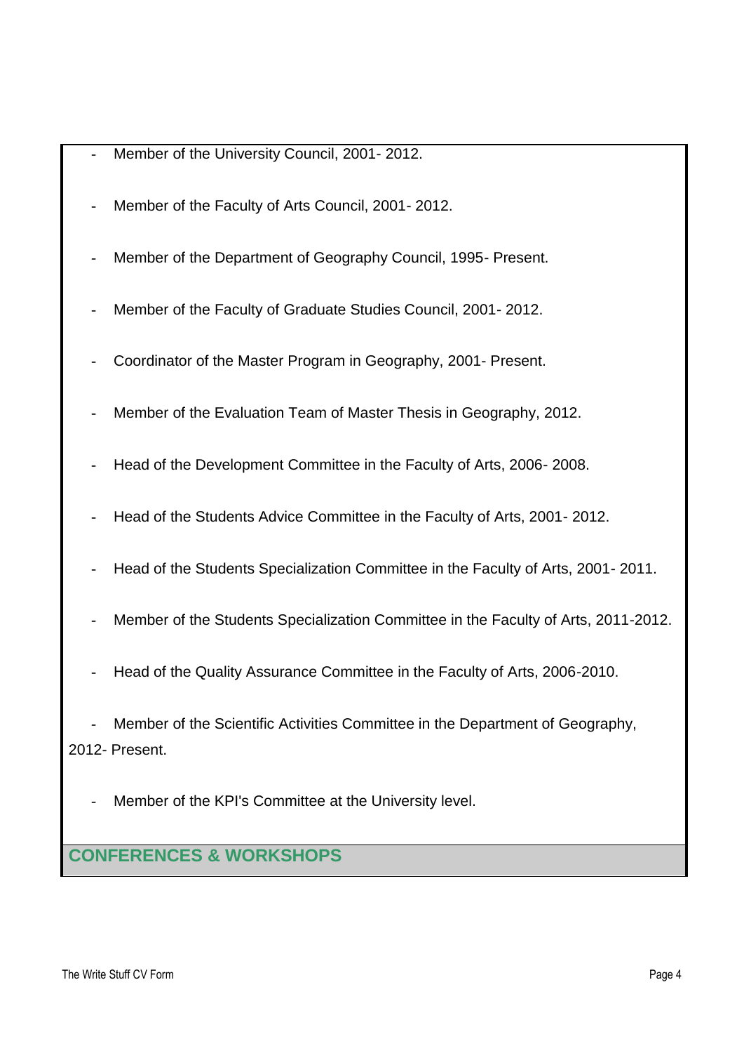- Member of the University Council, 2001- 2012.
- Member of the Faculty of Arts Council, 2001- 2012.
- Member of the Department of Geography Council, 1995- Present.
- Member of the Faculty of Graduate Studies Council, 2001- 2012.
- Coordinator of the Master Program in Geography, 2001- Present.
- Member of the Evaluation Team of Master Thesis in Geography, 2012.
- Head of the Development Committee in the Faculty of Arts, 2006- 2008.
- Head of the Students Advice Committee in the Faculty of Arts, 2001- 2012.
- Head of the Students Specialization Committee in the Faculty of Arts, 2001- 2011.
- Member of the Students Specialization Committee in the Faculty of Arts, 2011-2012.
- Head of the Quality Assurance Committee in the Faculty of Arts, 2006-2010.
- Member of the Scientific Activities Committee in the Department of Geography, 2012- Present.
- Member of the KPI's Committee at the University level.

## CONFERENCES & WORKSHOPS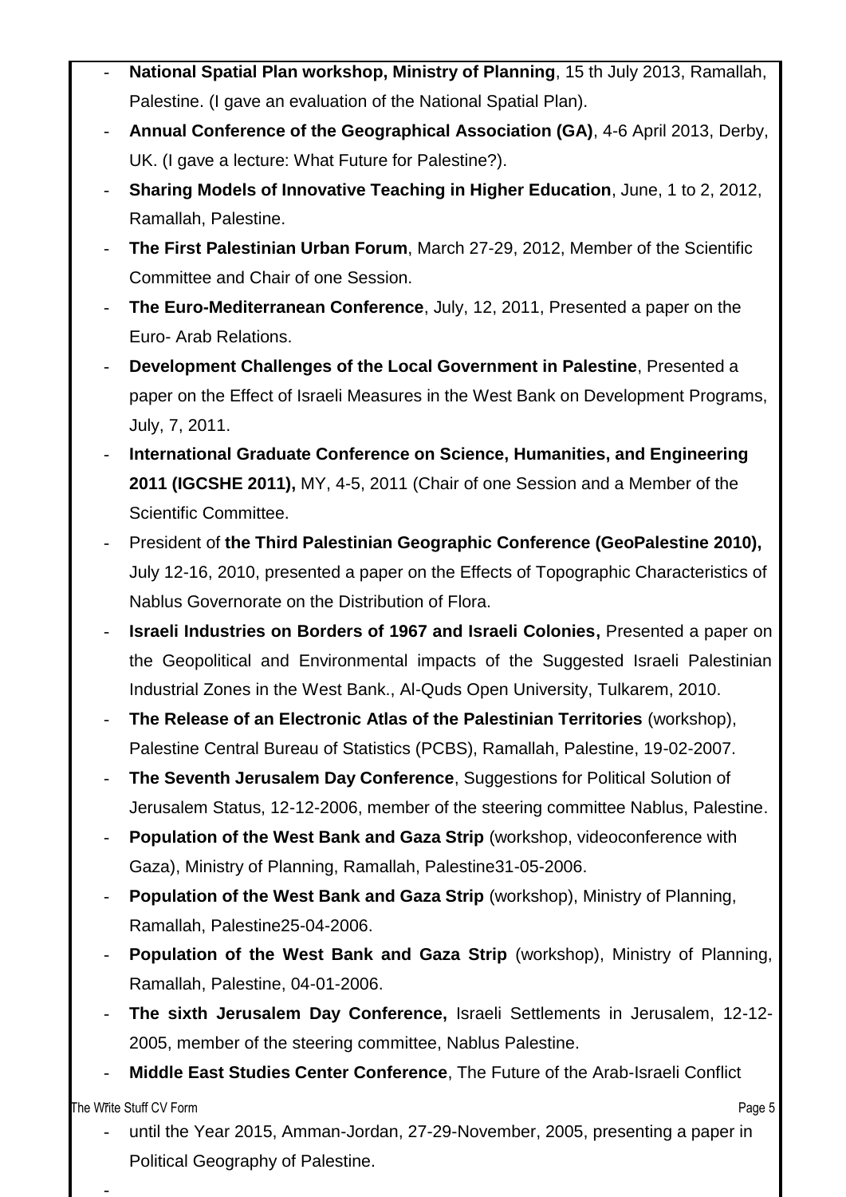- **National Spatial Plan workshop, Ministry of Planning**, 15 th July 2013, Ramallah, Palestine. (I gave an evaluation of the National Spatial Plan).
- **Annual Conference of the Geographical Association (GA)**, 4-6 April 2013, Derby, UK. (I gave a lecture: What Future for Palestine?).
- **Sharing Models of Innovative Teaching in Higher Education**, June, 1 to 2, 2012, Ramallah, Palestine.
- **The First Palestinian Urban Forum**, March 27-29, 2012, Member of the Scientific Committee and Chair of one Session.
- **The Euro-Mediterranean Conference**, July, 12, 2011, Presented a paper on the Euro- Arab Relations.
- **Development Challenges of the Local Government in Palestine**, Presented a paper on the Effect of Israeli Measures in the West Bank on Development Programs, July, 7, 2011.
- **International Graduate Conference on Science, Humanities, and Engineering 2011 (IGCSHE 2011),** MY, 4-5, 2011 (Chair of one Session and a Member of the Scientific Committee.
- President of **the Third Palestinian Geographic Conference (GeoPalestine 2010),** July 12-16, 2010, presented a paper on the Effects of Topographic Characteristics of Nablus Governorate on the Distribution of Flora.
- **Israeli Industries on Borders of 1967 and Israeli Colonies,** Presented a paper on the Geopolitical and Environmental impacts of the Suggested Israeli Palestinian Industrial Zones in the West Bank., Al-Quds Open University, Tulkarem, 2010.
- **The Release of an Electronic Atlas of the Palestinian Territories** (workshop), Palestine Central Bureau of Statistics (PCBS), Ramallah, Palestine, 19-02-2007.
- **The Seventh Jerusalem Day Conference**, Suggestions for Political Solution of Jerusalem Status, 12-12-2006, member of the steering committee Nablus, Palestine.
- **Population of the West Bank and Gaza Strip** (workshop, videoconference with Gaza), Ministry of Planning, Ramallah, Palestine31-05-2006.
- **Population of the West Bank and Gaza Strip** (workshop), Ministry of Planning, Ramallah, Palestine25-04-2006.
- **Population of the West Bank and Gaza Strip** (workshop), Ministry of Planning, Ramallah, Palestine, 04-01-2006.
- **The sixth Jerusalem Day Conference,** Israeli Settlements in Jerusalem, 12-12-2005, member of the steering committee, Nablus Palestine.
- **Middle East Studies Center Conference**, The Future of the Arab-Israeli Conflict until the Year 2015, Amman-Jordan, 27-29-November, 2005, presenting a paper in Political Geography of Palestine.
-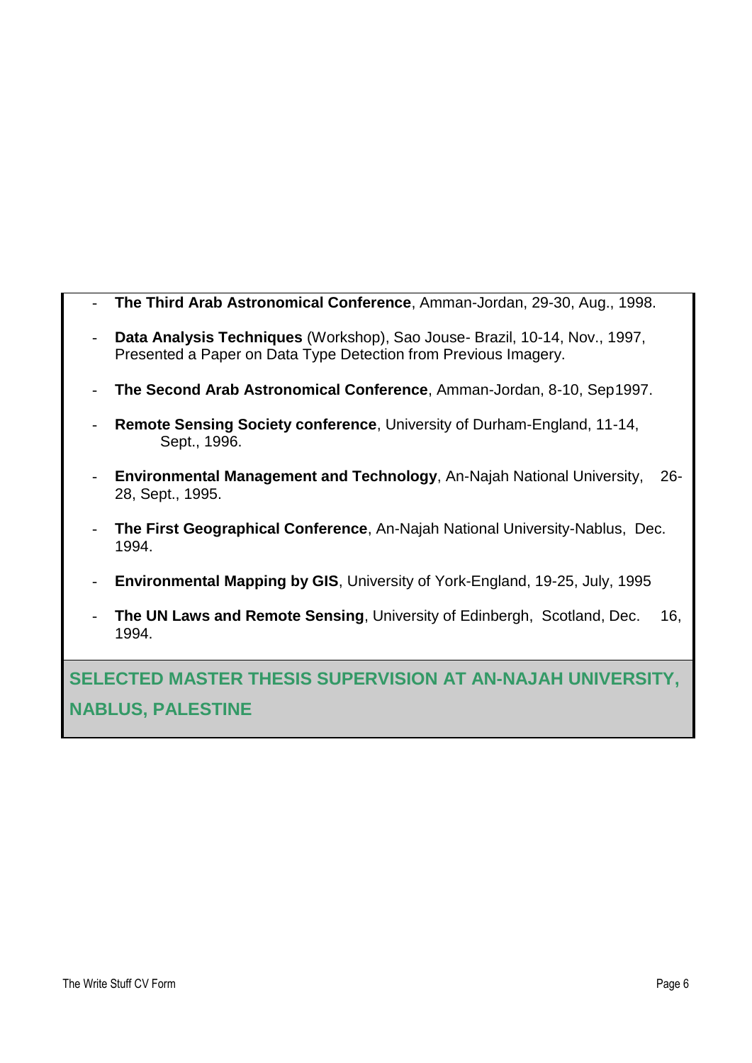- **The Third Arab Astronomical Conference**, Amman-Jordan, 29-30, Aug., 1998.
- **Data Analysis Techniques** (Workshop), Sao Jouse- Brazil, 10-14, Nov., 1997, Presented a Paper on Data Type Detection from Previous Imagery.
- **The Second Arab Astronomical Conference**, Amman-Jordan, 8-10, Sep1997.
- **Remote Sensing Society conference**, University of Durham-England, 11-14, Sept., 1996.
- **Environmental Management and Technology**, An-Najah National University, 26-28, Sept., 1995.
- **The First Geographical Conference**, An-Najah National University-Nablus, Dec. 1994.
- **Environmental Mapping by GIS**, University of York-England, 19-25, July, 1995
- **The UN Laws and Remote Sensing**, University of Edinbergh, Scotland, Dec. 16, 1994.

## SELECTED MASTER THESIS SUPERVISION AT AN-NAJAH UNIVERSITY, NABLUS, PALESTINE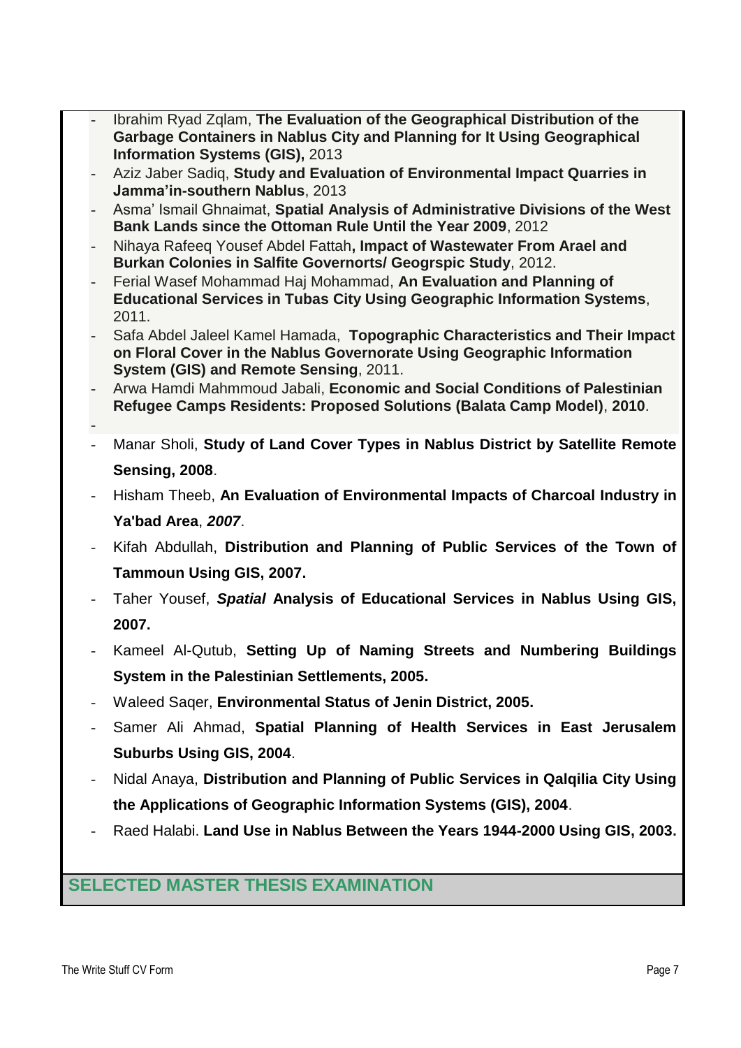- Ibrahim Ryad Zqlam, **The Evaluation of the Geographical Distribution of the Garbage Containers in Nablus City and Planning for It Using Geographical Information Systems (GIS),** 2013
- Aziz Jaber Sadiq, **Study and Evaluation of Environmental Impact Quarries in Jamma'in-southern Nablus**, 2013
- Asma' Ismail Ghnaimat, **Spatial Analysis of Administrative Divisions of the West Bank Lands since the Ottoman Rule Until the Year 2009**, 2012
- Nihaya Rafeeq Yousef Abdel Fattah**, Impact of Wastewater From Arael and Burkan Colonies in Salfite Governorts/ Geogrspic Study**, 2012.
- Ferial Wasef Mohammad Haj Mohammad, **An Evaluation and Planning of Educational Services in Tubas City Using Geographic Information Systems**, 2011.
- Safa Abdel Jaleel Kamel Hamada, **Topographic Characteristics and Their Impact on Floral Cover in the Nablus Governorate Using Geographic Information System (GIS) and Remote Sensing**, 2011.
- Arwa Hamdi Mahmmoud Jabali, **Economic and Social Conditions of Palestinian Refugee Camps Residents: Proposed Solutions (Balata Camp Model)**, **2010**.
-
- Manar Sholi, **Study of Land Cover Types in Nablus District by Satellite Remote Sensing, 2008**.
- Hisham Theeb, **An Evaluation of Environmental Impacts of Charcoal Industry in Ya'bad Area**, ***2007***.
- Kifah Abdullah, **Distribution and Planning of Public Services of the Town of Tammoun Using GIS, 2007.**
- Taher Yousef, ***Spatial*** **Analysis of Educational Services in Nablus Using GIS, 2007.**
- Kameel Al-Qutub, **Setting Up of Naming Streets and Numbering Buildings System in the Palestinian Settlements, 2005.**
- Waleed Saqer, **Environmental Status of Jenin District, 2005.**
- Samer Ali Ahmad, **Spatial Planning of Health Services in East Jerusalem Suburbs Using GIS, 2004**.
- Nidal Anaya, **Distribution and Planning of Public Services in Qalqilia City Using the Applications of Geographic Information Systems (GIS), 2004**.
- Raed Halabi. **Land Use in Nablus Between the Years 1944-2000 Using GIS, 2003.**

## SELECTED MASTER THESIS EXAMINATION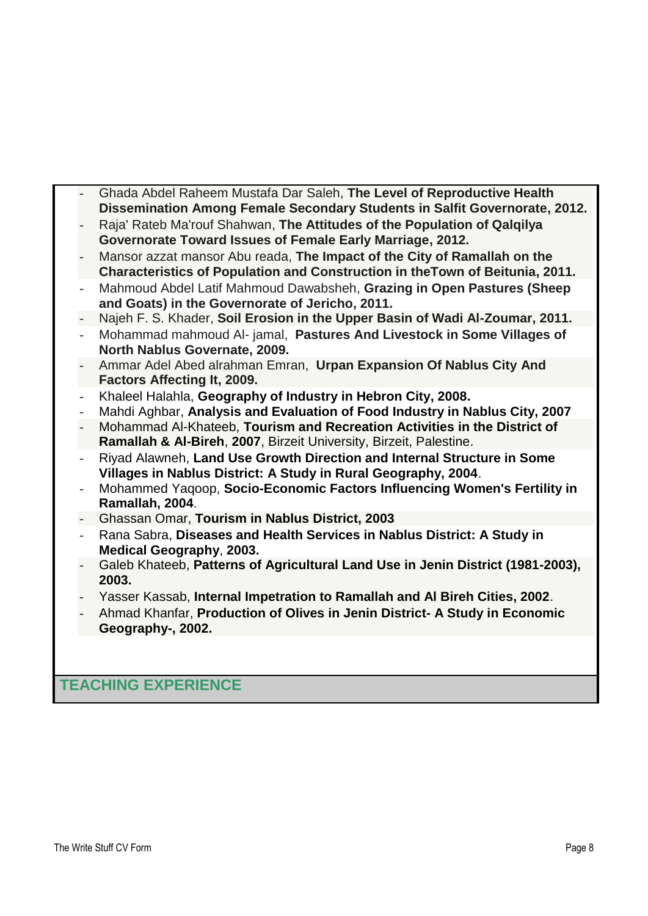- Ghada Abdel Raheem Mustafa Dar Saleh, **The Level of Reproductive Health Dissemination Among Female Secondary Students in Salfit Governorate, 2012.**
- Raja' Rateb Ma'rouf Shahwan, **The Attitudes of the Population of Qalqilya Governorate Toward Issues of Female Early Marriage, 2012.**
- Mansor azzat mansor Abu reada, **The Impact of the City of Ramallah on the Characteristics of Population and Construction in theTown of Beitunia, 2011.**
- Mahmoud Abdel Latif Mahmoud Dawabsheh, **Grazing in Open Pastures (Sheep and Goats) in the Governorate of Jericho, 2011.**
- Najeh F. S. Khader, **Soil Erosion in the Upper Basin of Wadi Al-Zoumar, 2011.**
- Mohammad mahmoud Al- jamal, **Pastures And Livestock in Some Villages of North Nablus Governate, 2009.**
- Ammar Adel Abed alrahman Emran, **Urpan Expansion Of Nablus City And Factors Affecting It, 2009.**
- Khaleel Halahla, **Geography of Industry in Hebron City, 2008.**
- Mahdi Aghbar, **Analysis and Evaluation of Food Industry in Nablus City, 2007**
- Mohammad Al-Khateeb, **Tourism and Recreation Activities in the District of Ramallah & Al-Bireh**, **2007**, Birzeit University, Birzeit, Palestine.
- Riyad Alawneh, **Land Use Growth Direction and Internal Structure in Some Villages in Nablus District: A Study in Rural Geography, 2004**.
- Mohammed Yaqoop, **Socio-Economic Factors Influencing Women's Fertility in Ramallah, 2004**.
- Ghassan Omar, **Tourism in Nablus District, 2003**
- Rana Sabra, **Diseases and Health Services in Nablus District: A Study in Medical Geography**, **2003.**
- Galeb Khateeb, **Patterns of Agricultural Land Use in Jenin District (1981-2003), 2003.**
- Yasser Kassab, **Internal Impetration to Ramallah and Al Bireh Cities, 2002**.
- Ahmad Khanfar, **Production of Olives in Jenin District- A Study in Economic Geography-, 2002.**

## TEACHING EXPERIENCE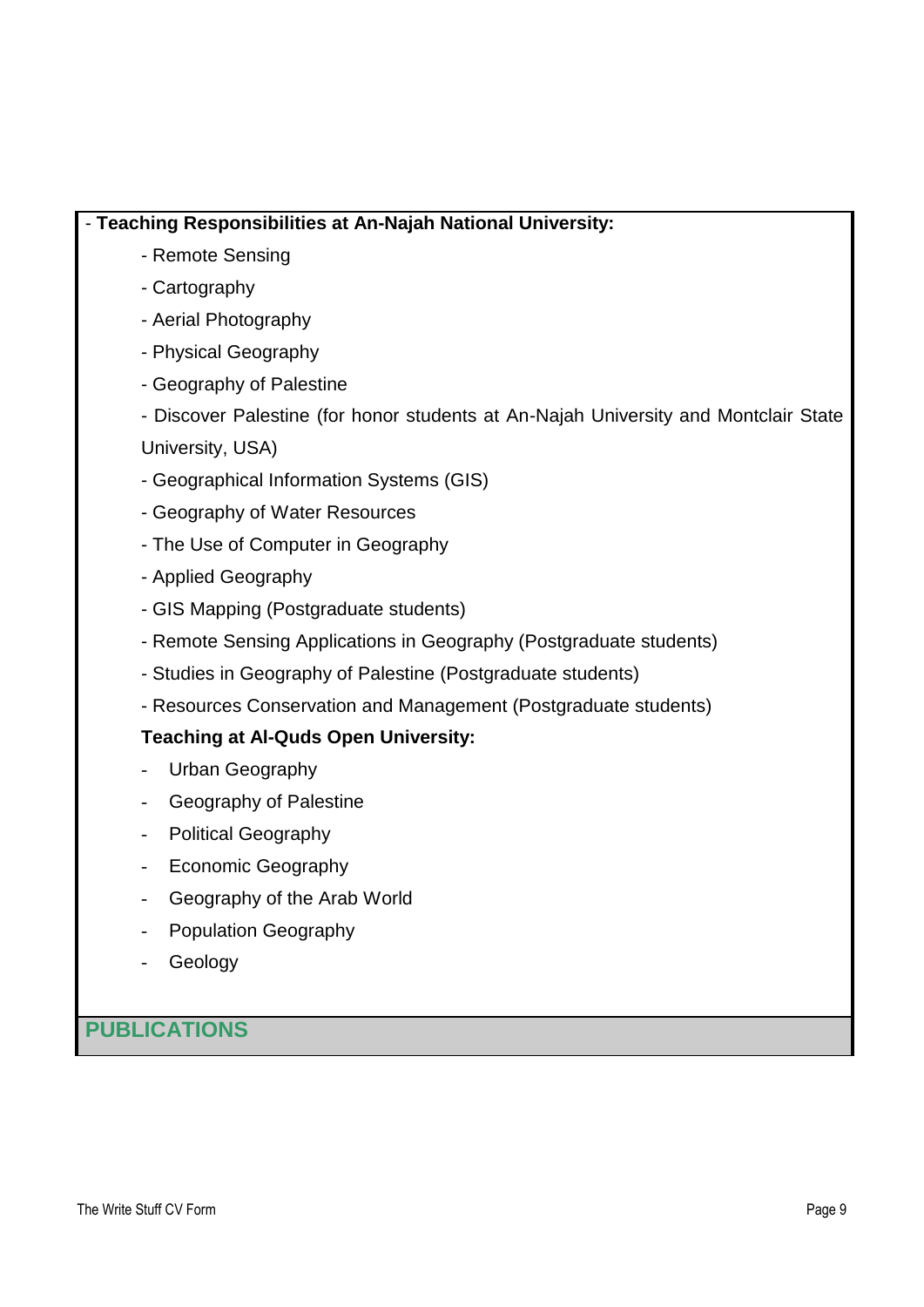- **Teaching Responsibilities at An-Najah National University:**

- Remote Sensing
- Cartography
- Aerial Photography
- Physical Geography
- Geography of Palestine
- Discover Palestine (for honor students at An-Najah University and Montclair State University, USA)
- Geographical Information Systems (GIS)
- Geography of Water Resources
- The Use of Computer in Geography
- Applied Geography
- GIS Mapping (Postgraduate students)
- Remote Sensing Applications in Geography (Postgraduate students)
- Studies in Geography of Palestine (Postgraduate students)
- Resources Conservation and Management (Postgraduate students)

**Teaching at Al-Quds Open University:**

- Urban Geography
- Geography of Palestine
- Political Geography
- Economic Geography
- Geography of the Arab World
- Population Geography
- Geology

## PUBLICATIONS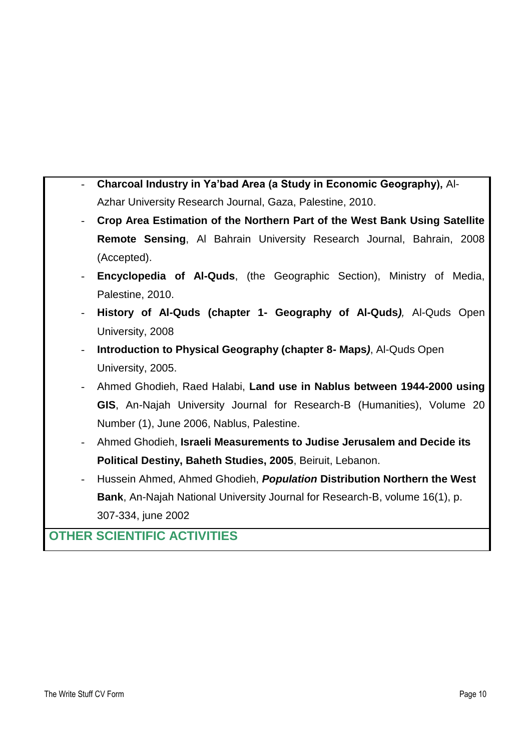- **Charcoal Industry in Ya'bad Area (a Study in Economic Geography),** Al-Azhar University Research Journal, Gaza, Palestine, 2010.
- **Crop Area Estimation of the Northern Part of the West Bank Using Satellite Remote Sensing**, Al Bahrain University Research Journal, Bahrain, 2008 (Accepted).
- **Encyclopedia of Al-Quds**, (the Geographic Section), Ministry of Media, Palestine, 2010.
- **History of Al-Quds (chapter 1- Geography of Al-Quds*)***, Al-Quds Open University, 2008
- **Introduction to Physical Geography (chapter 8- Maps*)***, Al-Quds Open University, 2005.
- Ahmed Ghodieh, Raed Halabi, **Land use in Nablus between 1944-2000 using GIS**, An-Najah University Journal for Research-B (Humanities), Volume 20 Number (1), June 2006, Nablus, Palestine.
- Ahmed Ghodieh, **Israeli Measurements to Judise Jerusalem and Decide its Political Destiny, Baheth Studies, 2005**, Beiruit, Lebanon.
- Hussein Ahmed, Ahmed Ghodieh, ***Population* Distribution Northern the West Bank**, An-Najah National University Journal for Research-B, volume 16(1), p. 307-334, june 2002

## OTHER SCIENTIFIC ACTIVITIES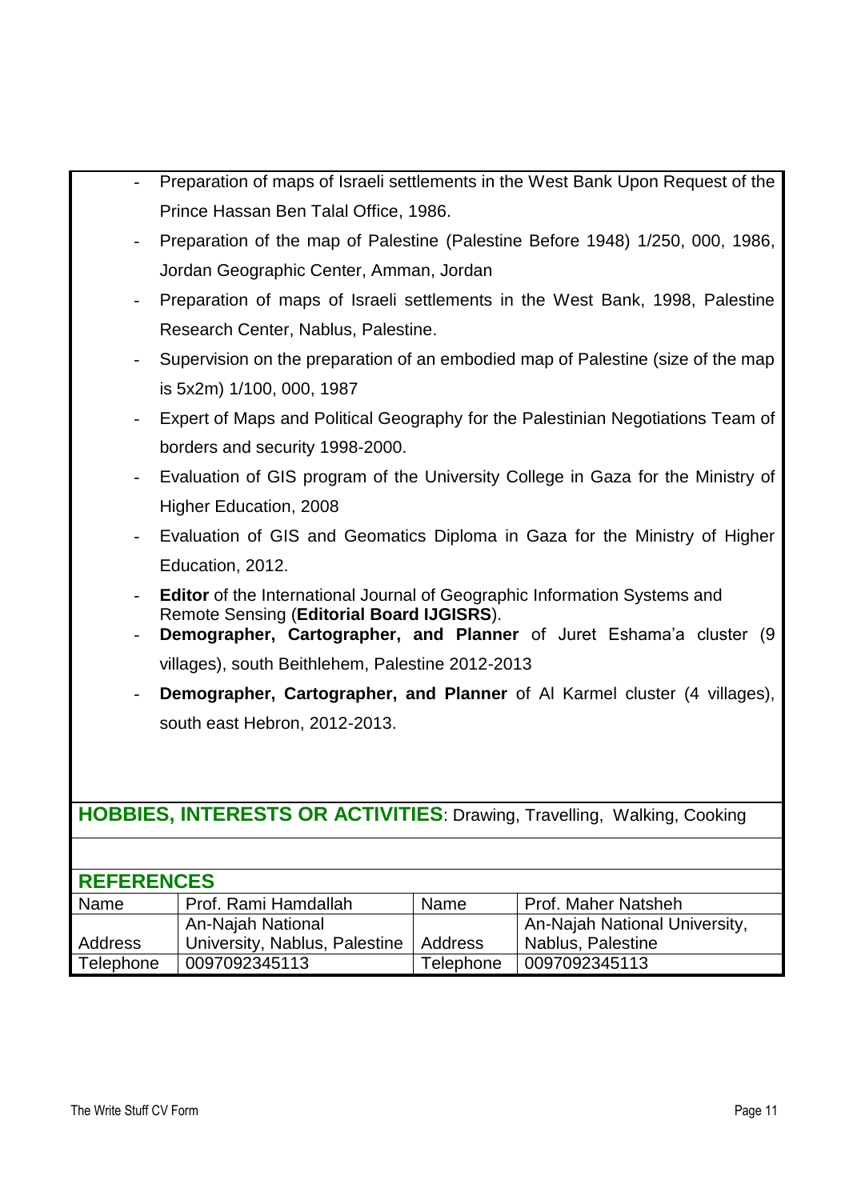- Preparation of maps of Israeli settlements in the West Bank Upon Request of the Prince Hassan Ben Talal Office, 1986.
- Preparation of the map of Palestine (Palestine Before 1948) 1/250, 000, 1986, Jordan Geographic Center, Amman, Jordan
- Preparation of maps of Israeli settlements in the West Bank, 1998, Palestine Research Center, Nablus, Palestine.
- Supervision on the preparation of an embodied map of Palestine (size of the map is 5x2m) 1/100, 000, 1987
- Expert of Maps and Political Geography for the Palestinian Negotiations Team of borders and security 1998-2000.
- Evaluation of GIS program of the University College in Gaza for the Ministry of Higher Education, 2008
- Evaluation of GIS and Geomatics Diploma in Gaza for the Ministry of Higher Education, 2012.
- **Editor** of the International Journal of Geographic Information Systems and Remote Sensing (**Editorial Board IJGISRS**).
- **Demographer, Cartographer, and Planner** of Juret Eshama'a cluster (9 villages), south Beithlehem, Palestine 2012-2013
- **Demographer, Cartographer, and Planner** of Al Karmel cluster (4 villages), south east Hebron, 2012-2013.

## HOBBIES, INTERESTS OR ACTIVITIES: Drawing, Travelling, Walking, Cooking

## REFERENCES

| | | | |
|---|---|---|---|
| Name | Prof. Rami Hamdallah | Name | Prof. Maher Natsheh |
| Address | An-Najah National University, Nablus, Palestine | Address | An-Najah National University, Nablus, Palestine |
| Telephone | 0097092345113 | Telephone | 0097092345113 |